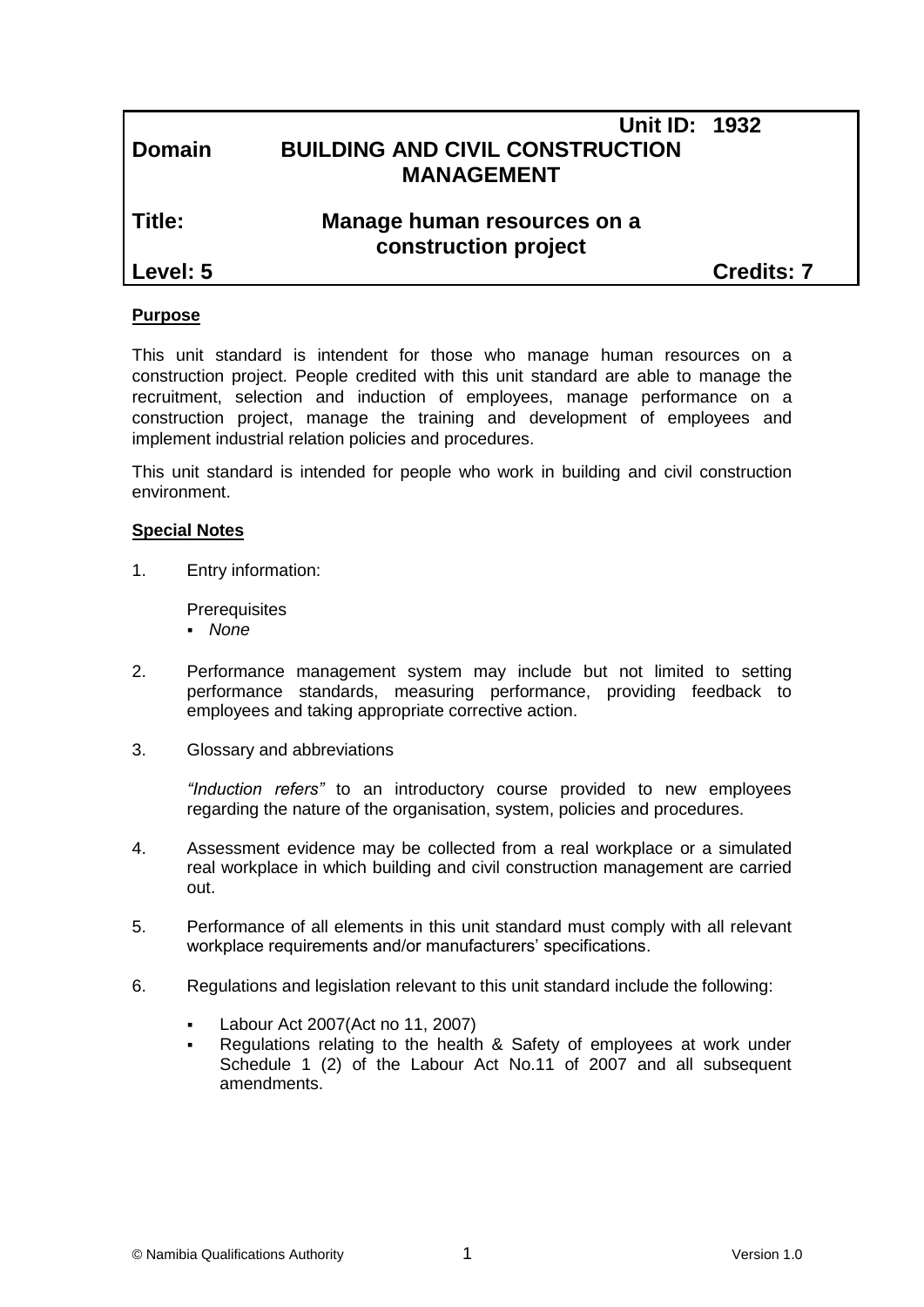| | | |
|---|---|---|
| | | **Unit ID: 1932** |
| **Domain** | **BUILDING AND CIVIL CONSTRUCTION MANAGEMENT** | |
| **Title:** | **Manage human resources on a construction project** | |
| **Level: 5** | | **Credits: 7** |

**Purpose**

This unit standard is intendent for those who manage human resources on a construction project. People credited with this unit standard are able to manage the recruitment, selection and induction of employees, manage performance on a construction project, manage the training and development of employees and implement industrial relation policies and procedures.

This unit standard is intended for people who work in building and civil construction environment.

**Special Notes**

1. Entry information:

   Prerequisites
   - *None*

2. Performance management system may include but not limited to setting performance standards, measuring performance, providing feedback to employees and taking appropriate corrective action.

3. Glossary and abbreviations

   *"Induction refers"* to an introductory course provided to new employees regarding the nature of the organisation, system, policies and procedures.

4. Assessment evidence may be collected from a real workplace or a simulated real workplace in which building and civil construction management are carried out.

5. Performance of all elements in this unit standard must comply with all relevant workplace requirements and/or manufacturers' specifications.

6. Regulations and legislation relevant to this unit standard include the following:

   - Labour Act 2007(Act no 11, 2007)
   - Regulations relating to the health & Safety of employees at work under Schedule 1 (2) of the Labour Act No.11 of 2007 and all subsequent amendments.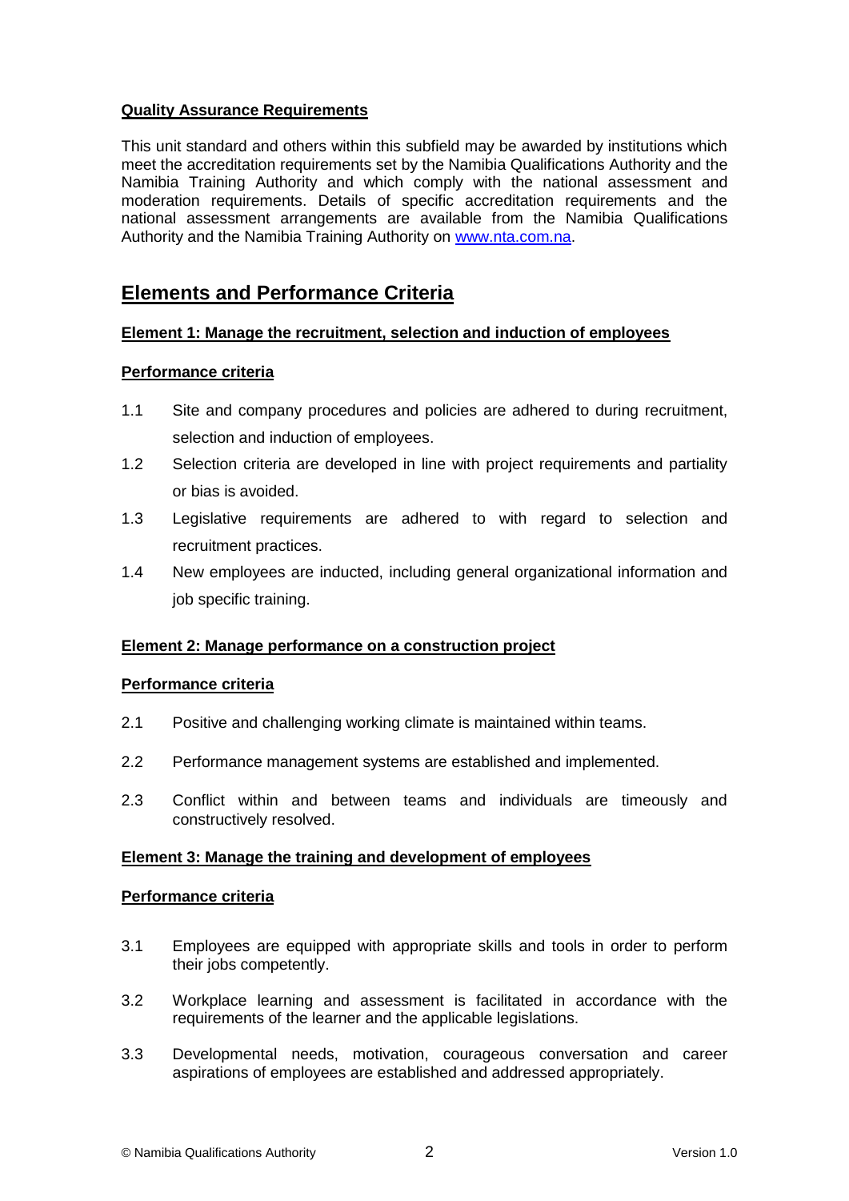**Quality Assurance Requirements**

This unit standard and others within this subfield may be awarded by institutions which meet the accreditation requirements set by the Namibia Qualifications Authority and the Namibia Training Authority and which comply with the national assessment and moderation requirements. Details of specific accreditation requirements and the national assessment arrangements are available from the Namibia Qualifications Authority and the Namibia Training Authority on [www.nta.com.na](http://www.nta.com.na).

## Elements and Performance Criteria

**Element 1: Manage the recruitment, selection and induction of employees**

**Performance criteria**

1.1 Site and company procedures and policies are adhered to during recruitment, selection and induction of employees.

1.2 Selection criteria are developed in line with project requirements and partiality or bias is avoided.

1.3 Legislative requirements are adhered to with regard to selection and recruitment practices.

1.4 New employees are inducted, including general organizational information and job specific training.

**Element 2: Manage performance on a construction project**

**Performance criteria**

2.1 Positive and challenging working climate is maintained within teams.

2.2 Performance management systems are established and implemented.

2.3 Conflict within and between teams and individuals are timeously and constructively resolved.

**Element 3: Manage the training and development of employees**

**Performance criteria**

3.1 Employees are equipped with appropriate skills and tools in order to perform their jobs competently.

3.2 Workplace learning and assessment is facilitated in accordance with the requirements of the learner and the applicable legislations.

3.3 Developmental needs, motivation, courageous conversation and career aspirations of employees are established and addressed appropriately.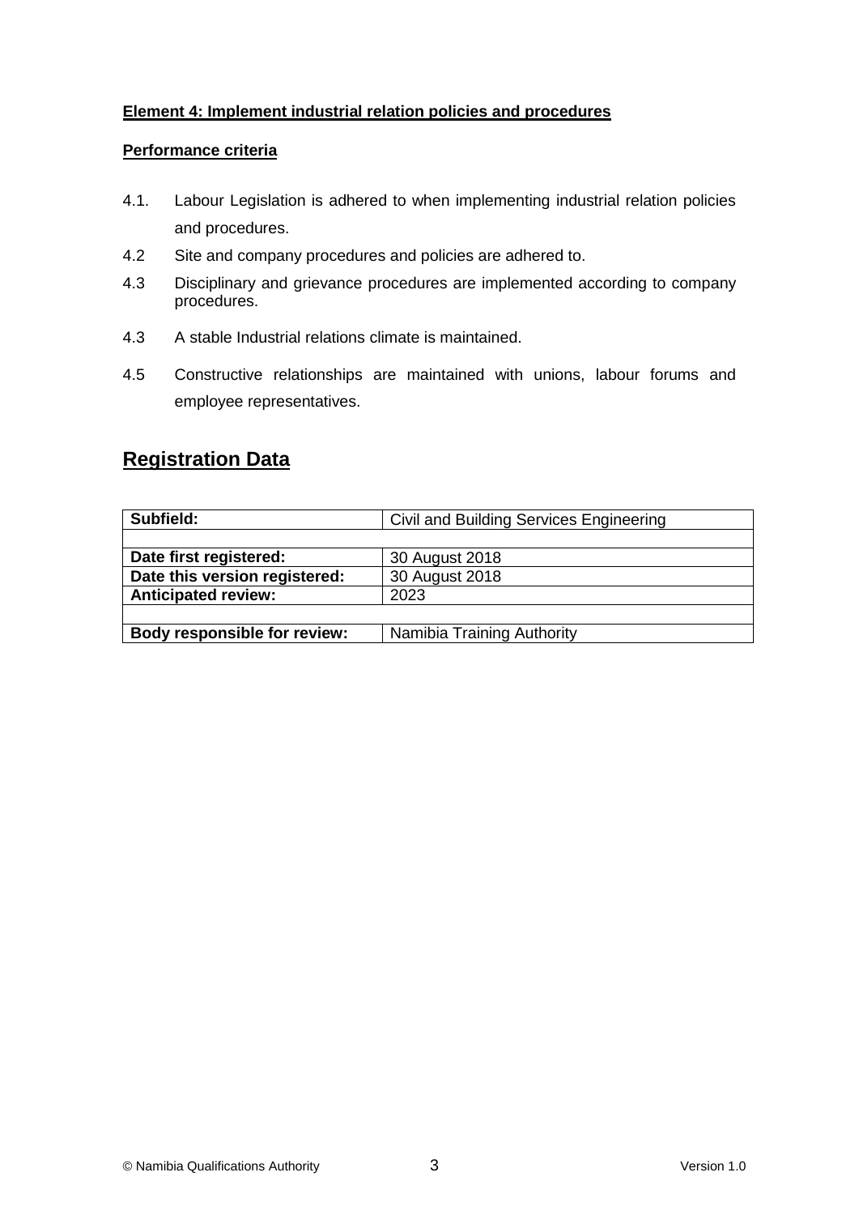**Element 4: Implement industrial relation policies and procedures**

**Performance criteria**

4.1. Labour Legislation is adhered to when implementing industrial relation policies and procedures.

4.2 Site and company procedures and policies are adhered to.

4.3 Disciplinary and grievance procedures are implemented according to company procedures.

4.3 A stable Industrial relations climate is maintained.

4.5 Constructive relationships are maintained with unions, labour forums and employee representatives.

## Registration Data

| | |
|---|---|
| **Subfield:** | Civil and Building Services Engineering |
| | |
| **Date first registered:** | 30 August 2018 |
| **Date this version registered:** | 30 August 2018 |
| **Anticipated review:** | 2023 |
| | |
| **Body responsible for review:** | Namibia Training Authority |